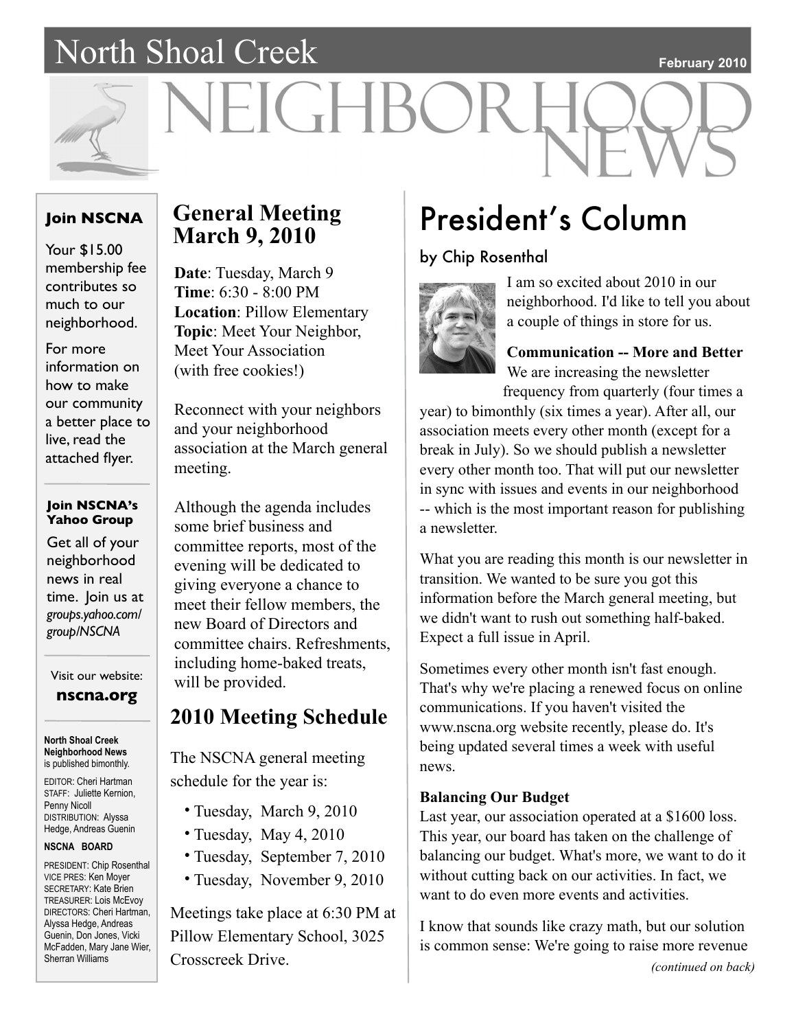# North Shoal Creek NEIGHBORHOOD NEWS

February 2010

**Join NSCNA**

Your $15.00 membership fee contributes so much to our neighborhood.

For more information on how to make our community a better place to live, read the attached flyer.

**Join NSCNA's Yahoo Group**

Get all of your neighborhood news in real time. Join us at *groups.yahoo.com/group/NSCNA*

Visit our website:
**nscna.org**

**North Shoal Creek Neighborhood News** is published bimonthly.

EDITOR: Cheri Hartman
STAFF: Juliette Kernion, Penny Nicoll
DISTRIBUTION: Alyssa Hedge, Andreas Guenin

**NSCNA BOARD**

PRESIDENT: Chip Rosenthal
VICE PRES: Ken Moyer
SECRETARY: Kate Brien
TREASURER: Lois McEvoy
DIRECTORS: Cheri Hartman, Alyssa Hedge, Andreas Guenin, Don Jones, Vicki McFadden, Mary Jane Wier, Sherran Williams

## General Meeting March 9, 2010

**Date**: Tuesday, March 9
**Time**: 6:30 - 8:00 PM
**Location**: Pillow Elementary
**Topic**: Meet Your Neighbor, Meet Your Association (with free cookies!)

Reconnect with your neighbors and your neighborhood association at the March general meeting.

Although the agenda includes some brief business and committee reports, most of the evening will be dedicated to giving everyone a chance to meet their fellow members, the new Board of Directors and committee chairs. Refreshments, including home-baked treats, will be provided.

## 2010 Meeting Schedule

The NSCNA general meeting schedule for the year is:

- Tuesday, March 9, 2010
- Tuesday, May 4, 2010
- Tuesday, September 7, 2010
- Tuesday, November 9, 2010

Meetings take place at 6:30 PM at Pillow Elementary School, 3025 Crosscreek Drive.

# President's Column

by Chip Rosenthal

I am so excited about 2010 in our neighborhood. I'd like to tell you about a couple of things in store for us.

**Communication -- More and Better**

We are increasing the newsletter frequency from quarterly (four times a year) to bimonthly (six times a year). After all, our association meets every other month (except for a break in July). So we should publish a newsletter every other month too. That will put our newsletter in sync with issues and events in our neighborhood -- which is the most important reason for publishing a newsletter.

What you are reading this month is our newsletter in transition. We wanted to be sure you got this information before the March general meeting, but we didn't want to rush out something half-baked. Expect a full issue in April.

Sometimes every other month isn't fast enough. That's why we're placing a renewed focus on online communications. If you haven't visited the www.nscna.org website recently, please do. It's being updated several times a week with useful news.

**Balancing Our Budget**

Last year, our association operated at a $1600 loss. This year, our board has taken on the challenge of balancing our budget. What's more, we want to do it without cutting back on our activities. In fact, we want to do even more events and activities.

I know that sounds like crazy math, but our solution is common sense: We're going to raise more revenue

*(continued on back)*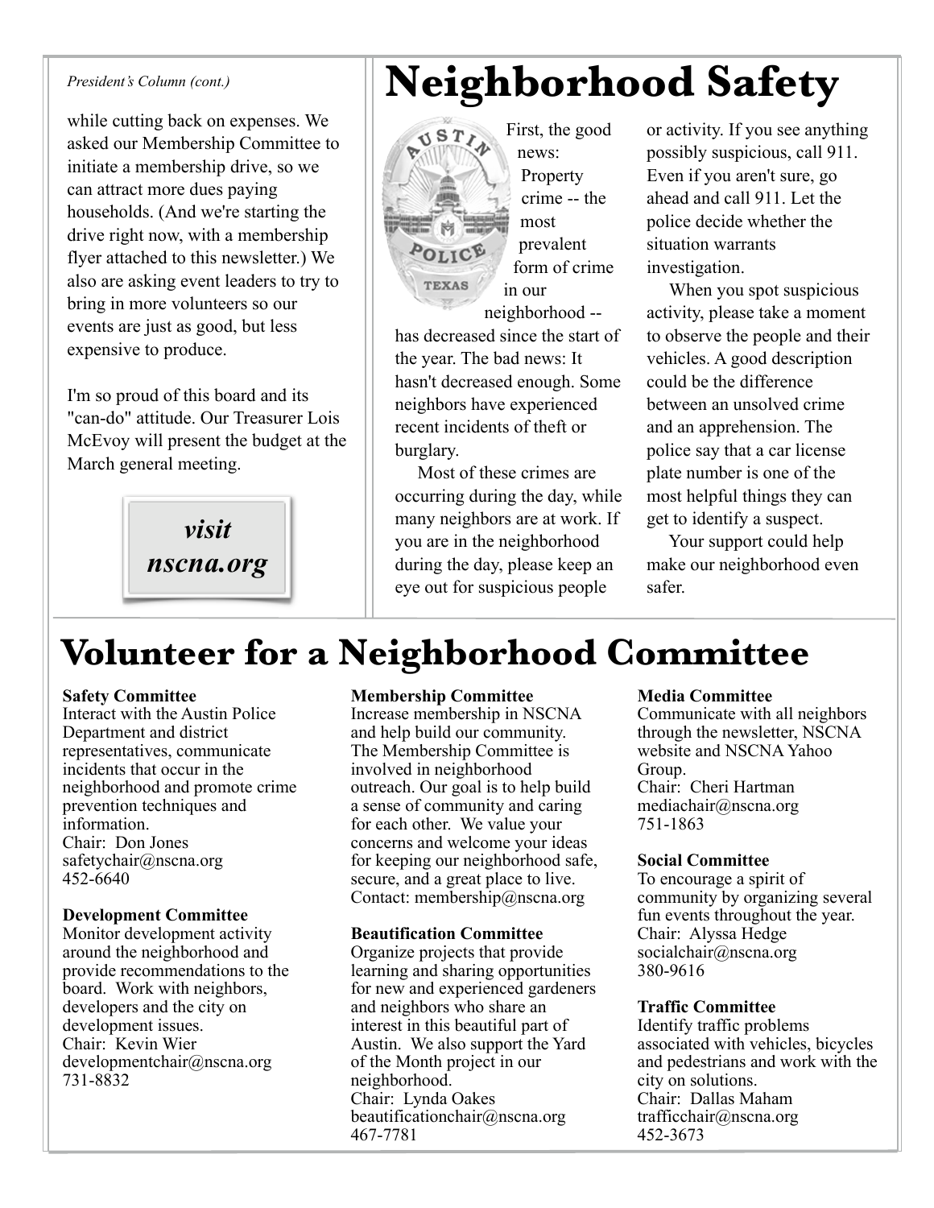*President's Column (cont.)*

while cutting back on expenses. We asked our Membership Committee to initiate a membership drive, so we can attract more dues paying households. (And we're starting the drive right now, with a membership flyer attached to this newsletter.) We also are asking event leaders to try to bring in more volunteers so our events are just as good, but less expensive to produce.

I'm so proud of this board and its "can-do" attitude. Our Treasurer Lois McEvoy will present the budget at the March general meeting.

***visit nscna.org***

# Neighborhood Safety

First, the good news: Property crime -- the most prevalent form of crime in our neighborhood -- has decreased since the start of the year. The bad news: It hasn't decreased enough. Some neighbors have experienced recent incidents of theft or burglary.

Most of these crimes are occurring during the day, while many neighbors are at work. If you are in the neighborhood during the day, please keep an eye out for suspicious people or activity. If you see anything possibly suspicious, call 911. Even if you aren't sure, go ahead and call 911. Let the police decide whether the situation warrants investigation.

When you spot suspicious activity, please take a moment to observe the people and their vehicles. A good description could be the difference between an unsolved crime and an apprehension. The police say that a car license plate number is one of the most helpful things they can get to identify a suspect.

Your support could help make our neighborhood even safer.

# Volunteer for a Neighborhood Committee

**Safety Committee**
Interact with the Austin Police Department and district representatives, communicate incidents that occur in the neighborhood and promote crime prevention techniques and information.
Chair: Don Jones
safetychair@nscna.org
452-6640

**Development Committee**
Monitor development activity around the neighborhood and provide recommendations to the board. Work with neighbors, developers and the city on development issues.
Chair: Kevin Wier
developmentchair@nscna.org
731-8832

**Membership Committee**
Increase membership in NSCNA and help build our community. The Membership Committee is involved in neighborhood outreach. Our goal is to help build a sense of community and caring for each other. We value your concerns and welcome your ideas for keeping our neighborhood safe, secure, and a great place to live.
Contact: membership@nscna.org

**Beautification Committee**
Organize projects that provide learning and sharing opportunities for new and experienced gardeners and neighbors who share an interest in this beautiful part of Austin. We also support the Yard of the Month project in our neighborhood.
Chair: Lynda Oakes
beautificationchair@nscna.org
467-7781

**Media Committee**
Communicate with all neighbors through the newsletter, NSCNA website and NSCNA Yahoo Group.
Chair: Cheri Hartman
mediachair@nscna.org
751-1863

**Social Committee**
To encourage a spirit of community by organizing several fun events throughout the year.
Chair: Alyssa Hedge
socialchair@nscna.org
380-9616

**Traffic Committee**
Identify traffic problems associated with vehicles, bicycles and pedestrians and work with the city on solutions.
Chair: Dallas Maham
trafficchair@nscna.org
452-3673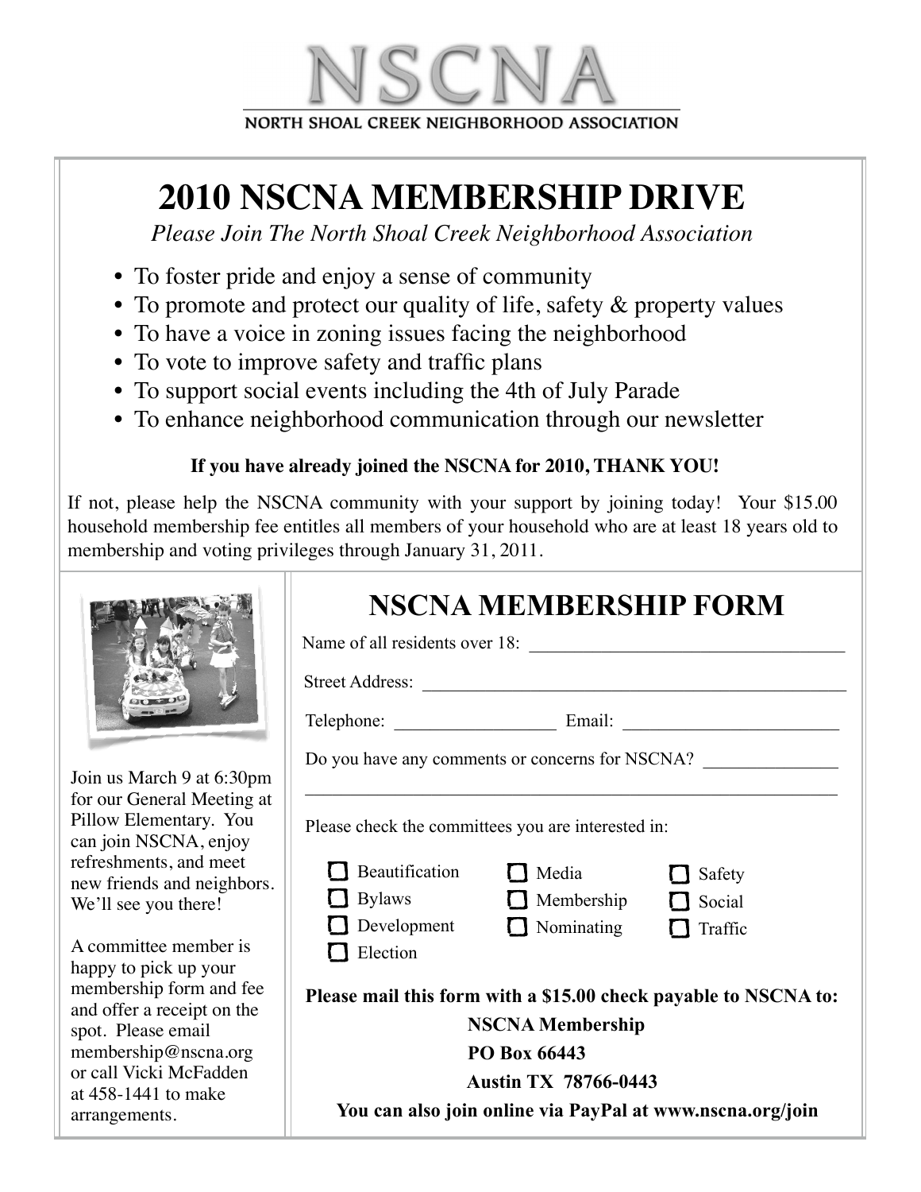# NSCNA

NORTH SHOAL CREEK NEIGHBORHOOD ASSOCIATION

## 2010 NSCNA MEMBERSHIP DRIVE

*Please Join The North Shoal Creek Neighborhood Association*

- To foster pride and enjoy a sense of community
- To promote and protect our quality of life, safety & property values
- To have a voice in zoning issues facing the neighborhood
- To vote to improve safety and traffic plans
- To support social events including the 4th of July Parade
- To enhance neighborhood communication through our newsletter

**If you have already joined the NSCNA for 2010, THANK YOU!**

If not, please help the NSCNA community with your support by joining today! Your $15.00 household membership fee entitles all members of your household who are at least 18 years old to membership and voting privileges through January 31, 2011.

Join us March 9 at 6:30pm for our General Meeting at Pillow Elementary. You can join NSCNA, enjoy refreshments, and meet new friends and neighbors. We'll see you there!

A committee member is happy to pick up your membership form and fee and offer a receipt on the spot. Please email membership@nscna.org or call Vicki McFadden at 458-1441 to make arrangements.

## NSCNA MEMBERSHIP FORM

Name of all residents over 18: ________________________________

Street Address: ________________________________

Telephone: ________________ Email: ________________________

Do you have any comments or concerns for NSCNA? ______________

________________________________________________________

Please check the committees you are interested in:

- ☐ Beautification
- ☐ Bylaws
- ☐ Development
- ☐ Election
- ☐ Media
- ☐ Membership
- ☐ Nominating
- ☐ Safety
- ☐ Social
- ☐ Traffic

**Please mail this form with a $15.00 check payable to NSCNA to:**

**NSCNA Membership**
**PO Box 66443**
**Austin TX 78766-0443**

**You can also join online via PayPal at www.nscna.org/join**